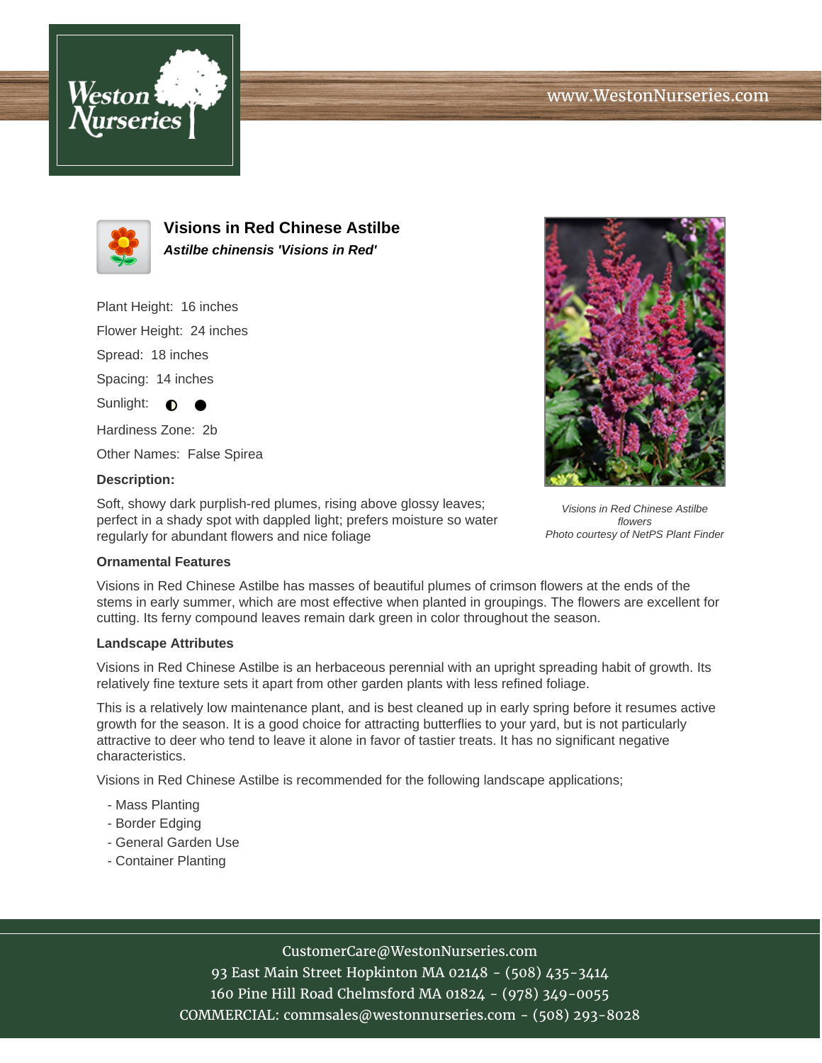# Visions in Red Chinese Astilbe

***Astilbe chinensis 'Visions in Red'***

Plant Height: 16 inches

Flower Height: 24 inches

Spread: 18 inches

Spacing: 14 inches

Sunlight: ◐ ●

Hardiness Zone: 2b

Other Names: False Spirea

**Description:**

Soft, showy dark purplish-red plumes, rising above glossy leaves; perfect in a shady spot with dappled light; prefers moisture so water regularly for abundant flowers and nice foliage

*Visions in Red Chinese Astilbe flowers*
*Photo courtesy of NetPS Plant Finder*

**Ornamental Features**

Visions in Red Chinese Astilbe has masses of beautiful plumes of crimson flowers at the ends of the stems in early summer, which are most effective when planted in groupings. The flowers are excellent for cutting. Its ferny compound leaves remain dark green in color throughout the season.

**Landscape Attributes**

Visions in Red Chinese Astilbe is an herbaceous perennial with an upright spreading habit of growth. Its relatively fine texture sets it apart from other garden plants with less refined foliage.

This is a relatively low maintenance plant, and is best cleaned up in early spring before it resumes active growth for the season. It is a good choice for attracting butterflies to your yard, but is not particularly attractive to deer who tend to leave it alone in favor of tastier treats. It has no significant negative characteristics.

Visions in Red Chinese Astilbe is recommended for the following landscape applications;

- Mass Planting
- Border Edging
- General Garden Use
- Container Planting

CustomerCare@WestonNurseries.com
93 East Main Street Hopkinton MA 02148 - (508) 435-3414
160 Pine Hill Road Chelmsford MA 01824 - (978) 349-0055
COMMERCIAL: commsales@westonnurseries.com - (508) 293-8028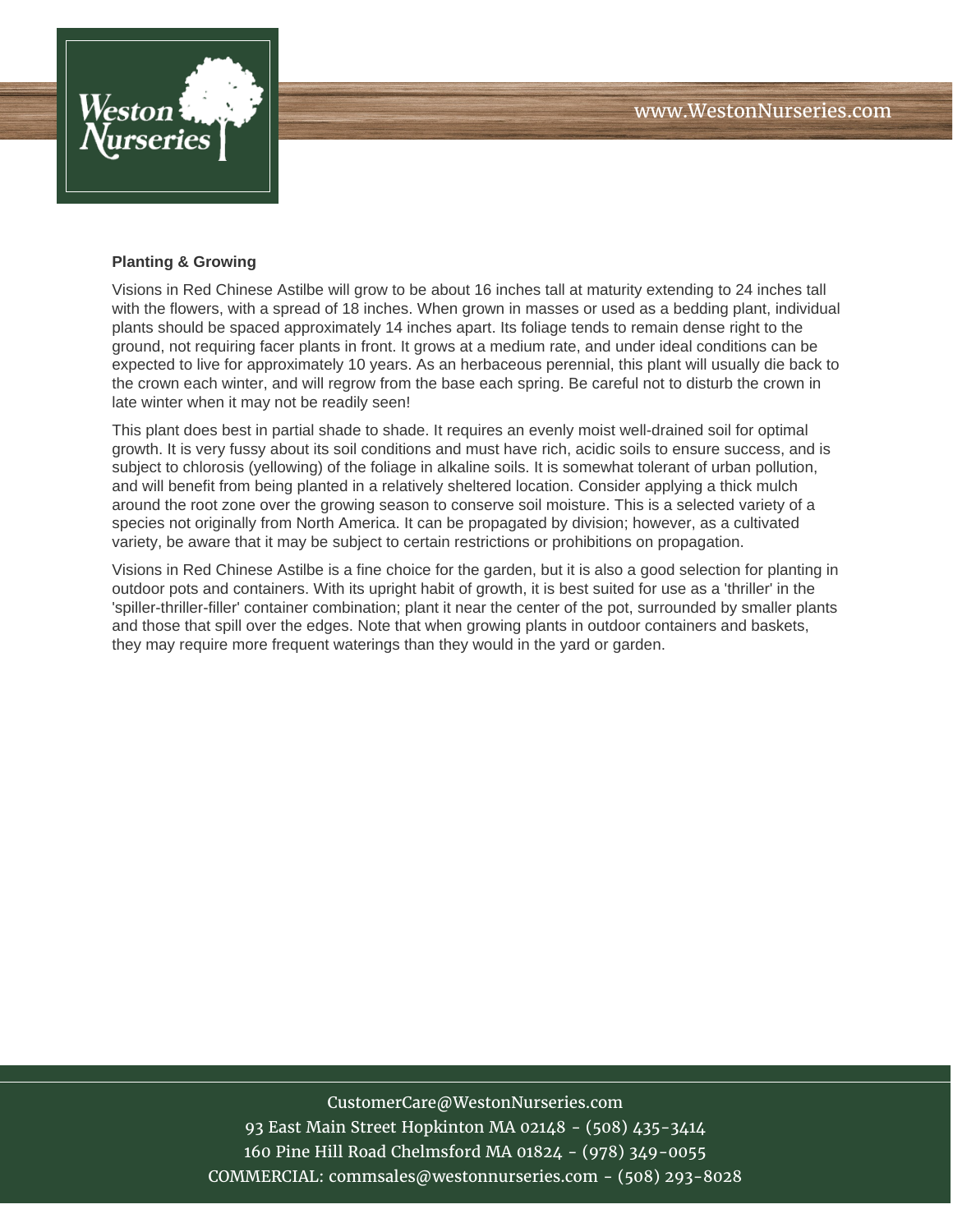**Planting & Growing**

Visions in Red Chinese Astilbe will grow to be about 16 inches tall at maturity extending to 24 inches tall with the flowers, with a spread of 18 inches. When grown in masses or used as a bedding plant, individual plants should be spaced approximately 14 inches apart. Its foliage tends to remain dense right to the ground, not requiring facer plants in front. It grows at a medium rate, and under ideal conditions can be expected to live for approximately 10 years. As an herbaceous perennial, this plant will usually die back to the crown each winter, and will regrow from the base each spring. Be careful not to disturb the crown in late winter when it may not be readily seen!

This plant does best in partial shade to shade. It requires an evenly moist well-drained soil for optimal growth. It is very fussy about its soil conditions and must have rich, acidic soils to ensure success, and is subject to chlorosis (yellowing) of the foliage in alkaline soils. It is somewhat tolerant of urban pollution, and will benefit from being planted in a relatively sheltered location. Consider applying a thick mulch around the root zone over the growing season to conserve soil moisture. This is a selected variety of a species not originally from North America. It can be propagated by division; however, as a cultivated variety, be aware that it may be subject to certain restrictions or prohibitions on propagation.

Visions in Red Chinese Astilbe is a fine choice for the garden, but it is also a good selection for planting in outdoor pots and containers. With its upright habit of growth, it is best suited for use as a 'thriller' in the 'spiller-thriller-filler' container combination; plant it near the center of the pot, surrounded by smaller plants and those that spill over the edges. Note that when growing plants in outdoor containers and baskets, they may require more frequent waterings than they would in the yard or garden.